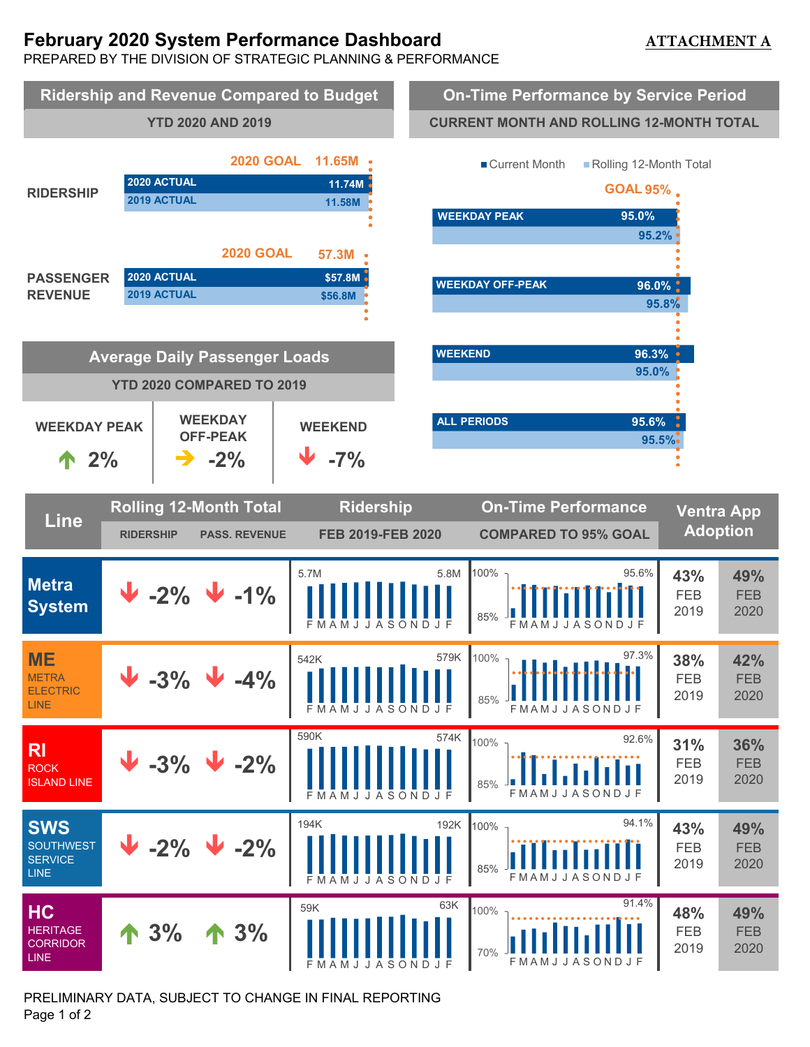# February 2020 System Performance Dashboard

**ATTACHMENT A**

PREPARED BY THE DIVISION OF STRATEGIC PLANNING & PERFORMANCE

## Ridership and Revenue Compared to Budget

YTD 2020 AND 2019

| | 2020 GOAL | 2020 ACTUAL | 2019 ACTUAL |
|---|---|---|---|
| RIDERSHIP | 11.65M | 11.74M | 11.58M |
| PASSENGER REVENUE | 57.3M | $57.8M | $56.8M |

## On-Time Performance by Service Period

CURRENT MONTH AND ROLLING 12-MONTH TOTAL

GOAL 95%

| Service Period | Current Month | Rolling 12-Month Total |
|---|---|---|
| WEEKDAY PEAK | 95.0% | 95.2% |
| WEEKDAY OFF-PEAK | 96.0% | 95.8% |
| WEEKEND | 96.3% | 95.0% |
| ALL PERIODS | 95.6% | 95.5% |

## Average Daily Passenger Loads

YTD 2020 COMPARED TO 2019

| WEEKDAY PEAK | WEEKDAY OFF-PEAK | WEEKEND |
|---|---|---|
| ↑ 2% | → -2% | ↓ -7% |

## Line Performance

| Line | Rolling 12-Month Total: Ridership | Rolling 12-Month Total: Pass. Revenue | Ridership FEB 2019-FEB 2020 | On-Time Performance Compared to 95% Goal | Ventra App Adoption FEB 2019 | Ventra App Adoption FEB 2020 |
|---|---|---|---|---|---|---|
| Metra System | ↓ -2% | ↓ -1% | 5.7M – 5.8M | 95.6% | 43% | 49% |
| ME METRA ELECTRIC LINE | ↓ -3% | ↓ -4% | 542K – 579K | 97.3% | 38% | 42% |
| RI ROCK ISLAND LINE | ↓ -3% | ↓ -2% | 590K – 574K | 92.6% | 31% | 36% |
| SWS SOUTHWEST SERVICE LINE | ↓ -2% | ↓ -2% | 194K – 192K | 94.1% | 43% | 49% |
| HC HERITAGE CORRIDOR LINE | ↑ 3% | ↑ 3% | 59K – 63K | 91.4% | 48% | 49% |

PRELIMINARY DATA, SUBJECT TO CHANGE IN FINAL REPORTING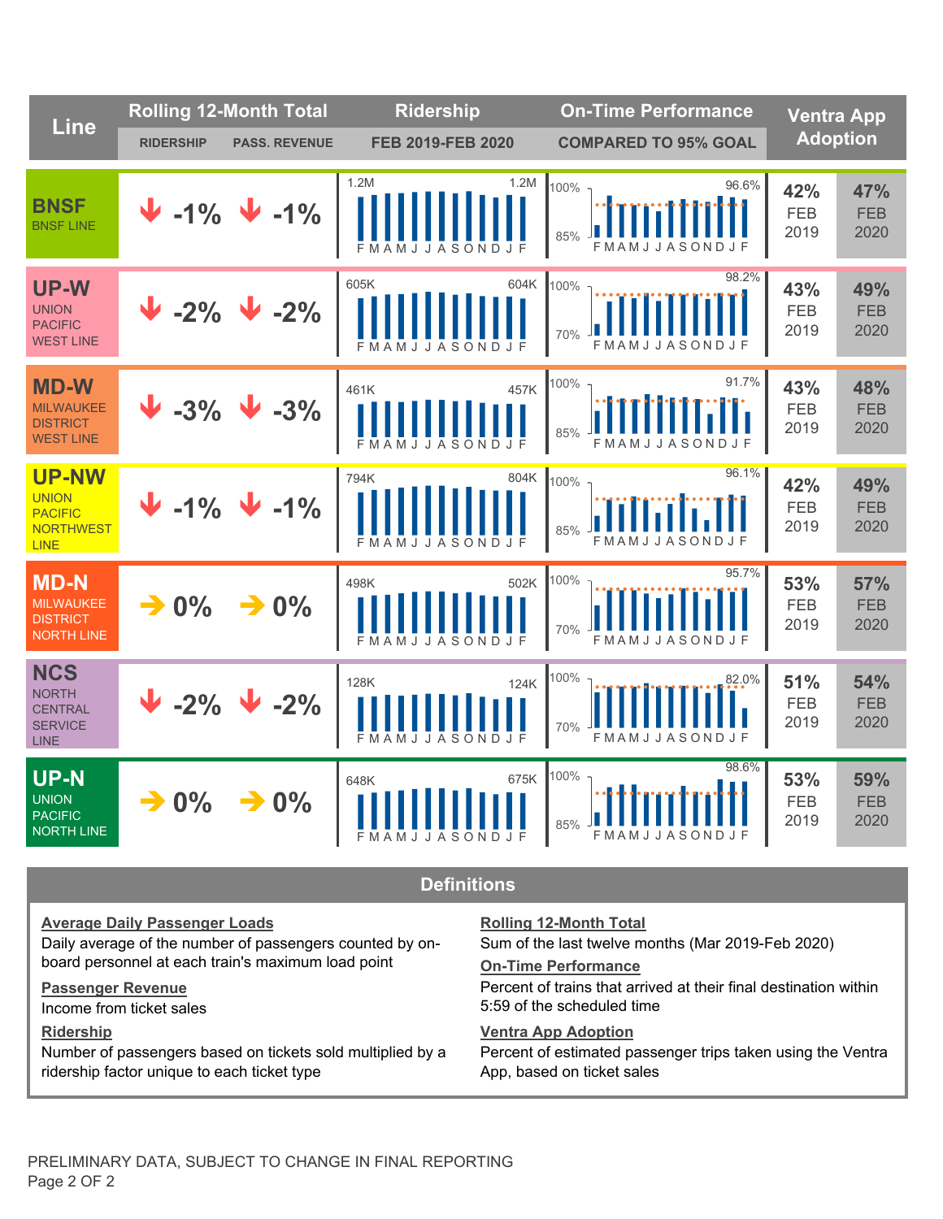| Line | Rolling 12-Month Total | | Ridership | On-Time Performance | Ventra App Adoption | |
|---|---|---|---|---|---|---|
| | RIDERSHIP | PASS. REVENUE | FEB 2019-FEB 2020 | COMPARED TO 95% GOAL | | |
| **BNSF** BNSF LINE | -1% | -1% | 1.2M … 1.2M | 100% 85% … 96.6% | 42% FEB 2019 | 47% FEB 2020 |
| **UP-W** UNION PACIFIC WEST LINE | -2% | -2% | 605K … 604K | 100% 70% … 98.2% | 43% FEB 2019 | 49% FEB 2020 |
| **MD-W** MILWAUKEE DISTRICT WEST LINE | -3% | -3% | 461K … 457K | 100% 85% … 91.7% | 43% FEB 2019 | 48% FEB 2020 |
| **UP-NW** UNION PACIFIC NORTHWEST LINE | -1% | -1% | 794K … 804K | 100% 85% … 96.1% | 42% FEB 2019 | 49% FEB 2020 |
| **MD-N** MILWAUKEE DISTRICT NORTH LINE | 0% | 0% | 498K … 502K | 100% 70% … 95.7% | 53% FEB 2019 | 57% FEB 2020 |
| **NCS** NORTH CENTRAL SERVICE LINE | -2% | -2% | 128K … 124K | 100% 70% … 82.0% | 51% FEB 2019 | 54% FEB 2020 |
| **UP-N** UNION PACIFIC NORTH LINE | 0% | 0% | 648K … 675K | 100% 85% … 98.6% | 53% FEB 2019 | 59% FEB 2020 |

Chart month labels: F M A M J J A S O N D J F

## Definitions

**Average Daily Passenger Loads**
Daily average of the number of passengers counted by on-board personnel at each train's maximum load point

**Passenger Revenue**
Income from ticket sales

**Ridership**
Number of passengers based on tickets sold multiplied by a ridership factor unique to each ticket type

**Rolling 12-Month Total**
Sum of the last twelve months (Mar 2019-Feb 2020)

**On-Time Performance**
Percent of trains that arrived at their final destination within 5:59 of the scheduled time

**Ventra App Adoption**
Percent of estimated passenger trips taken using the Ventra App, based on ticket sales

PRELIMINARY DATA, SUBJECT TO CHANGE IN FINAL REPORTING